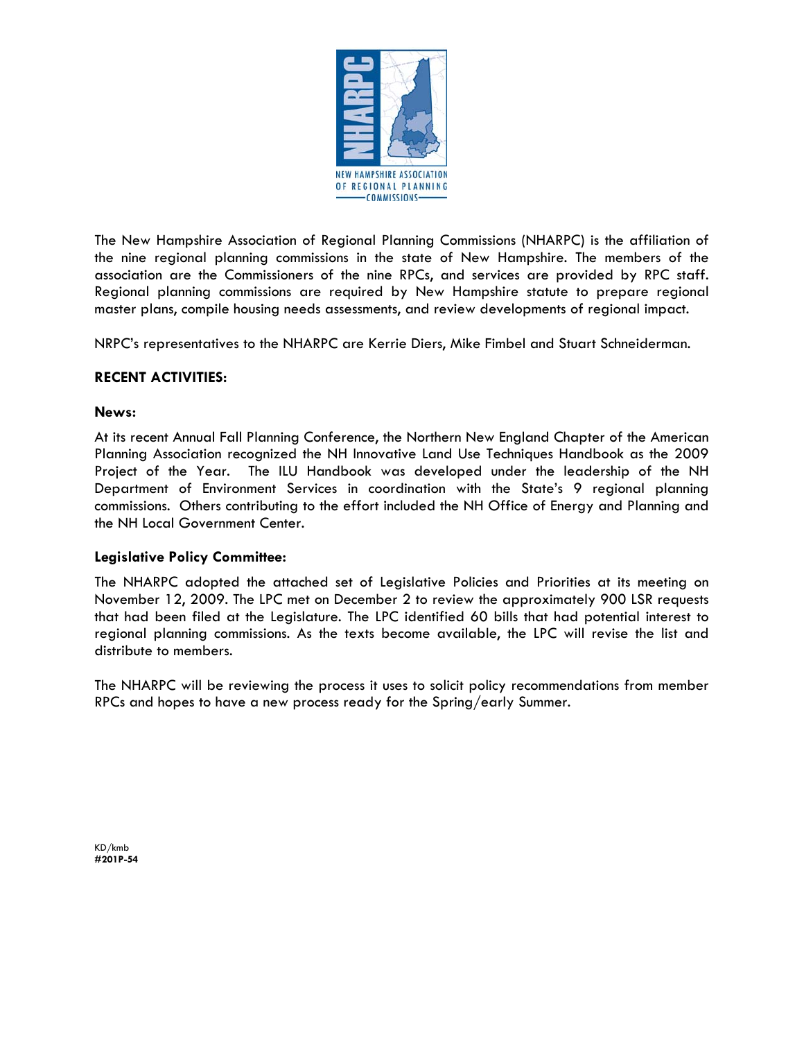NEW HAMPSHIRE ASSOCIATION OF REGIONAL PLANNING COMMISSIONS

The New Hampshire Association of Regional Planning Commissions (NHARPC) is the affiliation of the nine regional planning commissions in the state of New Hampshire. The members of the association are the Commissioners of the nine RPCs, and services are provided by RPC staff. Regional planning commissions are required by New Hampshire statute to prepare regional master plans, compile housing needs assessments, and review developments of regional impact.

NRPC's representatives to the NHARPC are Kerrie Diers, Mike Fimbel and Stuart Schneiderman.

**RECENT ACTIVITIES:**

**News:**

At its recent Annual Fall Planning Conference, the Northern New England Chapter of the American Planning Association recognized the NH Innovative Land Use Techniques Handbook as the 2009 Project of the Year. The ILU Handbook was developed under the leadership of the NH Department of Environment Services in coordination with the State's 9 regional planning commissions. Others contributing to the effort included the NH Office of Energy and Planning and the NH Local Government Center.

**Legislative Policy Committee:**

The NHARPC adopted the attached set of Legislative Policies and Priorities at its meeting on November 12, 2009. The LPC met on December 2 to review the approximately 900 LSR requests that had been filed at the Legislature. The LPC identified 60 bills that had potential interest to regional planning commissions. As the texts become available, the LPC will revise the list and distribute to members.

The NHARPC will be reviewing the process it uses to solicit policy recommendations from member RPCs and hopes to have a new process ready for the Spring/early Summer.

KD/kmb
**#201P-54**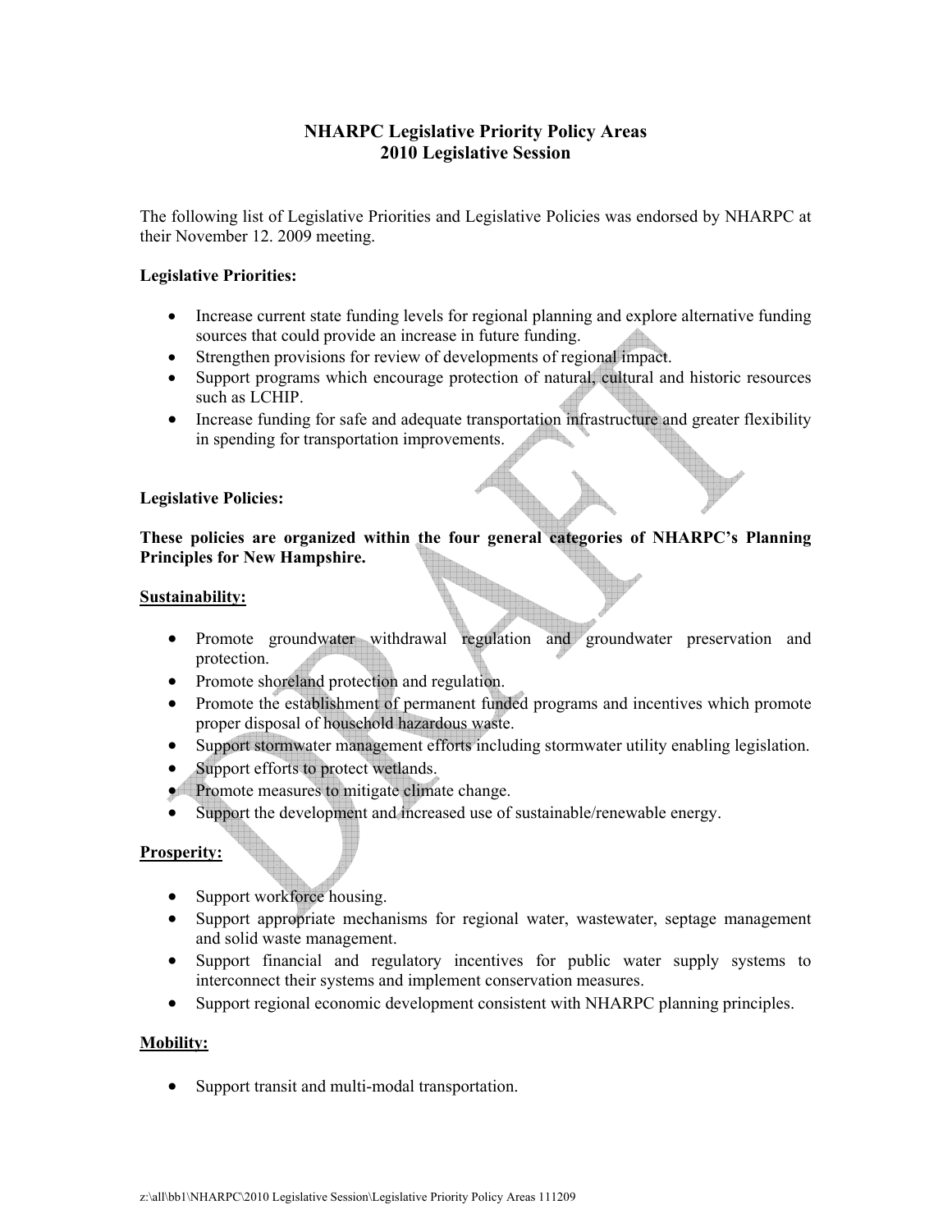# NHARPC Legislative Priority Policy Areas
# 2010 Legislative Session

The following list of Legislative Priorities and Legislative Policies was endorsed by NHARPC at their November 12. 2009 meeting.

**Legislative Priorities:**

- Increase current state funding levels for regional planning and explore alternative funding sources that could provide an increase in future funding.
- Strengthen provisions for review of developments of regional impact.
- Support programs which encourage protection of natural, cultural and historic resources such as LCHIP.
- Increase funding for safe and adequate transportation infrastructure and greater flexibility in spending for transportation improvements.

**Legislative Policies:**

**These policies are organized within the four general categories of NHARPC's Planning Principles for New Hampshire.**

**Sustainability:**

- Promote groundwater withdrawal regulation and groundwater preservation and protection.
- Promote shoreland protection and regulation.
- Promote the establishment of permanent funded programs and incentives which promote proper disposal of household hazardous waste.
- Support stormwater management efforts including stormwater utility enabling legislation.
- Support efforts to protect wetlands.
- Promote measures to mitigate climate change.
- Support the development and increased use of sustainable/renewable energy.

**Prosperity:**

- Support workforce housing.
- Support appropriate mechanisms for regional water, wastewater, septage management and solid waste management.
- Support financial and regulatory incentives for public water supply systems to interconnect their systems and implement conservation measures.
- Support regional economic development consistent with NHARPC planning principles.

**Mobility:**

- Support transit and multi-modal transportation.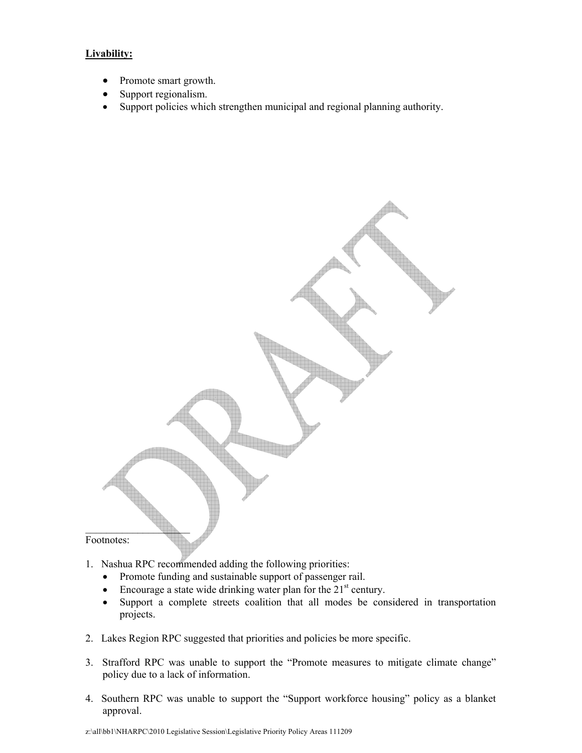**Livability:**

- Promote smart growth.
- Support regionalism.
- Support policies which strengthen municipal and regional planning authority.

---

Footnotes:

1. Nashua RPC recommended adding the following priorities:
   - Promote funding and sustainable support of passenger rail.
   - Encourage a state wide drinking water plan for the 21st century.
   - Support a complete streets coalition that all modes be considered in transportation projects.

2. Lakes Region RPC suggested that priorities and policies be more specific.

3. Strafford RPC was unable to support the "Promote measures to mitigate climate change" policy due to a lack of information.

4. Southern RPC was unable to support the "Support workforce housing" policy as a blanket approval.

z:\all\bb1\NHARPC\2010 Legislative Session\Legislative Priority Policy Areas 111209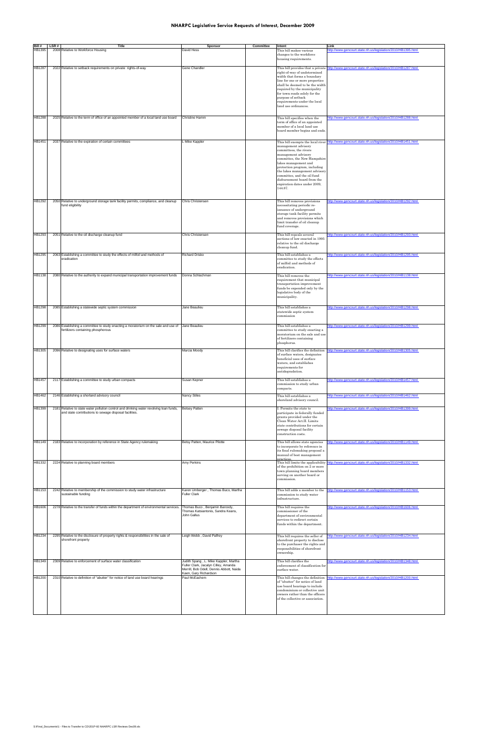# NHARPC Legislative Service Requests of Interest, December 2009

| Bill # | LSR # | Title | Sponsor | Committee | Intent | Link |
|---|---|---|---|---|---|---|
| HB1395 | 2008 | Relative to Workforce Housing | David Hess | | This bill makes various changes to the workforce housing requirements. | http://www.gencourt.state.nh.us/legislation/2010/HB1395.html |
| HB1287 | 2022 | Relative to setback requirements on private rights-of-way | Gene Chandler | | This bill provides that a private right-of-way of undetermined width that forms a boundary line for one or more properties shall be deemed to be the width required by the municipality for town roads solely for the purpose of setback requirements under the local land use ordinances. | http://www.gencourt.state.nh.us/legislation/2010/HB1287.html |
| HB1288 | 2025 | Relative to the term of office of an appointed member of a local land use board | Christine Hamm | | This bill specifies when the term of office of an appointed member of a local land use board member begins and ends. | http://www.gencourt.state.nh.us/legislation/2010/HB1288.html |
| HB1451 | 2037 | Relative to the expiration of certain committees | L Mike Kappler | | This bill exempts the local river management advisory committees, the rivers management advisory committee, the New Hampshire lakes management and protection program, including the lakes management advisory committee, and the oil fund disbursement board from the expiration dates under 2009, 144:87. | http://www.gencourt.state.nh.us/legislation/2010/HB1451.html |
| HB1292 | 2050 | Relative to underground storage tank facility permits, compliance, and cleanup fund eligibility | Chris Christensen | | This bill removes provisions necessitating periodic re-issuance of underground storage tank facility permits and removes provisions which limit transfer of oil cleanup fund coverage. | http://www.gencourt.state.nh.us/legislation/2010/HB1292.html |
| HB1293 | 2051 | Relative to the oil discharge cleanup fund | Chris Christensen | | This bill repeals several sections of law enacted in 1995 relative to the oil discharge cleanup fund. | http://www.gencourt.state.nh.us/legislation/2010/HB1293.html |
| HB1295 | 2063 | Establishing a committee to study the effects of milfoil and methods of eradication | Richard Drisko | | This bill establishes a committee to study the effects of milfoil and methods of eradication. | http://www.gencourt.state.nh.us/legislation/2010/HB1295.html |
| HB1138 | 2080 | Relative to the authority to expand municipal transportation improvement funds | Donna Schlachman | | This bill removes the requirement that municipal transportation improvement funds be expended only by the legislative body of the municipality. | http://www.gencourt.state.nh.us/legislation/2010/HB1138.html |
| HB1298 | 2085 | Establishing a statewide septic system commission | Jane Beaulieu | | This bill establishes a statewide septic system commission | http://www.gencourt.state.nh.us/legislation/2010/HB1298.html |
| HB1299 | 2086 | Establishing a committee to study enacting a moratorium on the sale and use of fertilizers containing phosphorous | Jane Beaulieu | | This bill establishes a committee to study enacting a moratorium on the sale and use of fertilizers containing phosphorus. | http://www.gencourt.state.nh.us/legislation/2010/HB1299.html |
| HB1305 | 2096 | Relative to designating uses for surface waters | Marcia Moody | | This bill clarifies the definition of surface waters, designates beneficial uses of surface waters, and establishes requirements for antidegradation. | http://www.gencourt.state.nh.us/legislation/2010/HB1305.html |
| HB1457 | 2117 | Establishing a committee to study urban compacts | Susan Kepner | | This bill establishes a commission to study urban compacts. | http://www.gencourt.state.nh.us/legislation/2010/HB1457.html |
| HB1462 | 2146 | Establishing a shorland advisory council | Nancy Stiles | | This bill establishes a shoreland advisory council. | http://www.gencourt.state.nh.us/legislation/2010/HB1462.html |
| HB1309 | 2181 | Relative to state water pollution control and drinking water revolving loan funds, and state contributions to sewage disposal facilities. | Betsey Patten | | I. Permits the state to participate in federally funded grants provided under the Clean Water Act.II. Limits state contributions for certain sewage disposal facility construction costs. | http://www.gencourt.state.nh.us/legislation/2010/HB1309.html |
| HB1149 | 2183 | Relative to incorporation by reference in State Agency rulemaking | Betsy Patten, Maurice Pilotte | | This bill allows state agencies to incorporate by reference in its final rulemaking proposal a manual of best management practices. | http://www.gencourt.state.nh.us/legislation/2010/HB1149.html |
| HB1332 | 2224 | Relative to planning board members | Amy Perkins | | This bill limits the applicability of the prohibition on 2 or more town planning board members serving on another board or commission. | http://www.gencourt.state.nh.us/legislation/2010/HB1332.html |
| HB1153 | 2242 | Relative to membership of the commission to study water infrastructure sustainable funding | Karen Umberger , Thomas Buco, Martha Fuller Clark | | This bill adds a member to the commission to study water infrastructure. | http://www.gencourt.state.nh.us/legislation/2010/HB1153.html |
| HB1606 | 2278 | Relative to the transfer of funds within the department of environmental services. | Thomas Buco , Benjamin Baroody, Thomas Katsiantonis, Sandra Keans, John Gallus | | This bill requires the commissioner of the department of environmental services to redirect certain funds within the department. | http://www.gencourt.state.nh.us/legislation/2010/HB1606.html |
| HB1234 | 2295 | Relative to the disclosure of property rights & responsibilities in the sale of shorefront property | Leigh Webb , David Palfrey | | This bill requires the seller of shorefront property to disclose to the purchaser the rights and responsibilities of shorefront ownership. | http://www.gencourt.state.nh.us/legislation/2010/HB1234.html |
| HB1349 | 2309 | Relative to enforcement of surface water classification | Judith Spang , L. Mike Kappler, Martha Fuller Clark, Jacalyn Cilley, Amanda Merrill, Bob Odell, Dennis Abbott, Naida Kaen, Gary Richardson | | This bill clarifies the enforcement of classification for surface water. | http://www.gencourt.state.nh.us/legislation/2010/HB1349.html |
| HB1200 | 2310 | Relative to definition of "abutter" for notice of land use board hearings | Paul McEachern | | This bill changes the definition of "abutter" for notice of land use board hearings to include condominium or collective unit owners rather than the officers of the collective or association. | http://www.gencourt.state.nh.us/legislation/2010/HB1200.html |

S:\Final_Documents\1 - Files to Transfer to CD\201P-60 NHARPC LSR Reviews Dec09.xls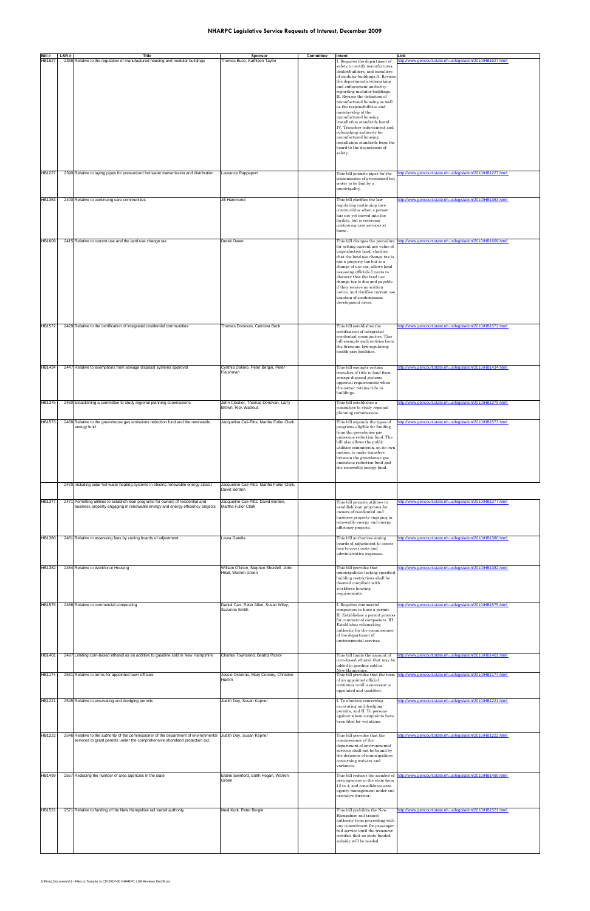## NHARPC Legislative Service Requests of Interest, December 2009

| Bill # | LSR # | Title | Sponsor | Committee | Intent | Link |
|---|---|---|---|---|---|---|
| HB1627 | 2368 | Relative to the regulation of manufactured housing and modular buildings | Thomas Bucco, Kathleen Taylor | | I. Requires the department of safety to certify manufactures, dealer/builders, and installers of modular buildings.II. Revises the department's rulemaking and enforcement authority regarding modular buildings. II. Revises the definition of manufactured housing as well as the responsibilities and membership of the manufactured housing installation standards board. IV. Transfers enforcement and rulemaking authority for manufactured housing installation standards from the board to the department of safety. | http://www.gencourt.state.nh.us/legislation/2010/HB1627.html |
| HB1227 | 2390 | Relative to laying pipes for pressurized hot water transmission and distribution | Laurance Rappaport | | This bill permits pipes for the transmission of pressurized hot water to be laid by a municipality. | http://www.gencourt.state.nh.us/legislation/2010/HB1227.html |
| HB1363 | 2400 | Relative to continuing care communities | Jill Hammond | | This bill clarifies the law regulating continuing care communities when a person has not yet moved into the facility, but is receiving continuing care services at home. | http://www.gencourt.state.nh.us/legislation/2010/HB1363.html |
| HB1609 | 2415 | Relative to current use and the land use change tax | Derek Owen | | This bill changes the procedure for setting current use value of unproductive land, clarifies that the land use change tax is not a property tax but is a change of use tax, allows local assessing officials 5 years to discover that the land use change tax is due and payable if they receive no written notice, and clarifies current use taxation of condominium development areas. | http://www.gencourt.state.nh.us/legislation/2010/HB1609.html |
| HB1572 | 2429 | Relative to the certification of integrated residential communities | Thomas Donovan, Catriona Beck | | This bill establishes the certification of integrated residential communities. This bill exempts such entities from the licensure law regulating health care facilities. | http://www.gencourt.state.nh.us/legislation/2010/HB1572.html |
| HB1434 | 2447 | Relative to exemptions from sewage disposal systems approval | Cynthia Dokmo, Peter Bergin, Peter Fleishman | | This bill exempts certain transfers of title to land from sewage disposal systems approval requirements when the owner retains title to buildings. | http://www.gencourt.state.nh.us/legislation/2010/HB1434.html |
| HB1375 | 2450 | Establishing a committee to study regional planning commissions | John Cloutier, Thomas Donovan, Larry Brown, Rick Watrous | | This bill establishes a committee to study regional planning commissions. | http://www.gencourt.state.nh.us/legislation/2010/HB1375.html |
| HB1573 | 2468 | Relative to the greenhouse gas emissions reduction fund and the renewable energy fund | Jacqueline Cali-Pitts, Martha Fuller Clark | | This bill expands the types of programs eligible for funding from the greenhouse gas emissions reduction fund. The bill also allows the public utilities commission, on its own motion, to make transfers between the greenhouse gas emissions reduction fund and the renewable energy fund. | http://www.gencourt.state.nh.us/legislation/2010/HB1573.html |
| | 2470 | Including solar hot water heating systems in electric renewable energy class I | Jacqueline Cali-Pitts, Martha Fuller Clark, David Borden | | | |
| HB1377 | 2471 | Permitting utilities to establish loan programs for owners of residential and business property engaging in renewable energy and energy efficiency projects | Jacqueline Cali-Pitts, David Borden, Martha Fuller Clark | | This bill permits utilities to establish loan programs for owners of residential and business property engaging in renewable energy and energy efficiency projects. | http://www.gencourt.state.nh.us/legislation/2010/HB1377.html |
| HB1380 | 2481 | Relative to assessing fees by zoning boards of adjustment | Laura Gandia | | This bill authorizes zoning boards of adjustment to assess fees to cover costs and administrative expenses. | http://www.gencourt.state.nh.us/legislation/2010/HB1380.html |
| HB1382 | 2484 | Relative to Workforce Housing | William O'brien, Stephen Shurtleff, John Hikel, Warren Groen | | This bill provides that municipalities lacking specified building restrictions shall be deemed compliant with workforce housing requirements. | http://www.gencourt.state.nh.us/legislation/2010/HB1382.html |
| HB1575 | 2488 | Relative to commercial composting | Daniel Carr, Peter Allen, Susan Wiley, Suzanne Smith | | I. Requires commercial composters to have a permit. II. Establishes a permit process for commercial composters. III. Establishes rulemaking authority for the commissioner of the department of environmental services. | http://www.gencourt.state.nh.us/legislation/2010/HB1575.html |
| HB1401 | 2497 | Limiting corn-based ethanol as an additive to gasoline sold in New Hampshire | Charles Townsend, Beatriz Pastor | | This bill limits the amount of corn-based ethanol that may be added to gasoline sold in New Hampshire. | http://www.gencourt.state.nh.us/legislation/2010/HB1401.html |
| HB1174 | 2531 | Relative to terms for appointed town officials | Jessie Osborne, Mary Cooney, Christine Hamm | | This bill provides that the term of an appointed official continues until a successor is appointed and qualified. | http://www.gencourt.state.nh.us/legislation/2010/HB1174.html |
| HB1221 | 2545 | Relative to excavating and dredging permits | Judith Day, Susan Kepner | | I. To abutters concerning excavating and dredging permits, and II. To persons against whom complaints have been filed for violations. | http://www.gencourt.state.nh.us/legislation/2010/HB1221.html |
| HB1222 | 2546 | Relative to the authority of the commissioner of the department of environmental services to grant permits under the comprehensive shoreland protection act. | Judith Day, Susan Kepner | | This bill provides that the commissioner of the department of environmental services shall not be bound by the decisions of municipalities concerning waivers and variances. | http://www.gencourt.state.nh.us/legislation/2010/HB1222.html |
| HB1499 | 2557 | Reducing the number of area agencies in the state | Elaine Swinford, Edith Hogan, Warren Groen | | This bill reduces the number of area agencies in the state from 12 to 4, and consolidates area agency management under one executive director. | http://www.gencourt.state.nh.us/legislation/2010/HB1499.html |
| HB1521 | 2571 | Relative to funding of the New Hampshire rail transit authority | Neal Kurk, Peter Bergin | | This bill prohibits the New Hampshire rail transit authority from proceeding with any commitment for passenger rail service until the treasurer certifies that no state-funded subsidy will be needed. | http://www.gencourt.state.nh.us/legislation/2010/HB1521.html |

S:\Final_Documents\1 - Files to Transfer to CD\201P-60 NHARPC LSR Reviews Dec09.xls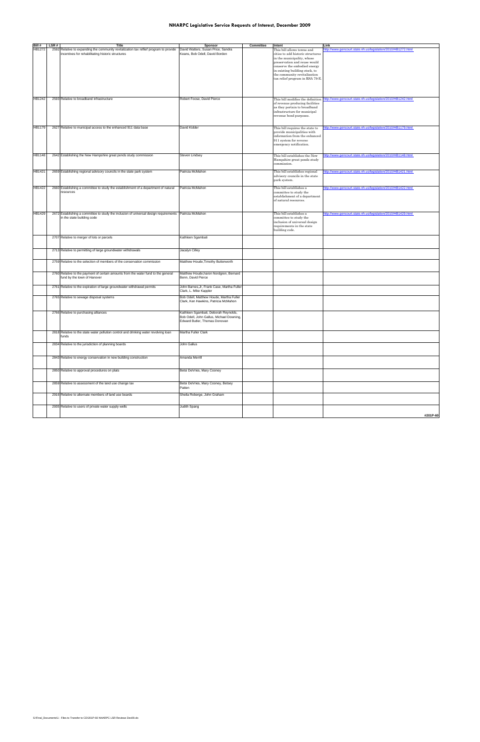# NHARPC Legislative Service Requests of Interest, December 2009

| Bill # | LSR # | Title | Sponsor | Committee | Intent | Link |
|---|---|---|---|---|---|---|
| HB1272 | 2592 | Relative to expanding the community revitalization tax relief program to provide incentives for rehabilitating historic structures | David Watters, Susan Price, Sandra Keans, Bob Odell, David Borden | | This bill allows towns and cities to add historic structures in the municipality, whose preservation and reuse would conserve the embodied energy in existing building stock, to the community revitalization tax relief program in RSA 79-E. | http://www.gencourt.state.nh.us/legislation/2010/HB1272.html |
| HB1242 | 2593 | Relative to broadband infrastructure | Robert Foose, David Pierce | | This bill modifies the definition of revenue producing facilities as they pertain to broadband infrastructure for municipal revenue bond purposes. | http://www.gencourt.state.nh.us/legislation/2010/HB1242.html |
| HB1179 | 2627 | Relative to municipal access to the enhanced 911 data base | David Kidder | | This bill requires the state to provide municipalities with information from the enhanced 911 system for reverse emergency notification. | http://www.gencourt.state.nh.us/legislation/2010/HB1179.html |
| HB1148 | 2642 | Establishing the New Hampshire great ponds study commission | Steven Lindsey | | This bill establishes the New Hampshire great ponds study commission. | http://www.gencourt.state.nh.us/legislation/2010/HB1148.html |
| HB1421 | 2659 | Establishing regional advisory councils in the state park system | Patricia McMahon | | This bill establishes regional advisory councils in the state park system. | http://www.gencourt.state.nh.us/legislation/2010/HB1421.html |
| HB1422 | 2660 | Establishing a committee to study the establishment of a department of natural resources | Patricia McMahon | | This bill establishes a committee to study the establishment of a department of natural resources. | http://www.gencourt.state.nh.us/legislation/2010/HB1422.html |
| HB1429 | 2672 | Establishing a committee to study the inclusion of universal design requirements in the state building code | Patricia McMahon | | This bill establishes a committee to study the inclusion of universal design requirements in the state building code. | http://www.gencourt.state.nh.us/legislation/2010/HB1429.html |
| | 2707 | Relative to merger of lots or parcels | Kathleen Sgambati | | | |
| | 2713 | Relative to permitting of large groundwater withdrawals | Jacalyn Cilley | | | |
| | 2759 | Relative to the selection of members of the conservation commission | Matthew Houde,Timothy Butterworth | | | |
| | 2760 | Relative to the payment of certain amounts from the water fund to the general fund by the town of Hanover | Matthew Houde,haron Nordgren, Bernard Benn, David Pierce | | | |
| | 2761 | Relative to the expiration of large groundwater withdrawal permits | John Barnes,Jr, Frank Case, Martha Fuller Clark, L. Mike Kappler | | | |
| | 2765 | Relative to sewage disposal systems | Bob Odell, Matthew Houde, Martha Fuller Clark, Ken Hawkins, Patricia McMahon | | | |
| | 2766 | Relative to purchasing alliances | Kathleen Sgambati, Deborah Reynolds, Bob Odell, John Gallus, Michael Downing, Edward Butler, Thomas Donovan | | | |
| | 2818 | Relative to the state water pollution control and drinking water revolving loan funds | Martha Fuller Clark | | | |
| | 2834 | Relative to the jurisdiction of planning boards | John Gallus | | | |
| | 2843 | Relative to energy conservation in new building construction | Amanda Merrill | | | |
| | 2850 | Relative to approval procedures on plats | Betsi DeVries, Mary Cooney | | | |
| | 2859 | Relative to assessment of the land use change tax | Betsi DeVries, Mary Cooney, Betsey Patten | | | |
| | 2916 | Relative to alternate members of land use boards | Sheila Roberge, John Graham | | | |
| | 2935 | Relative to users of private water supply wells | Judith Spang | | | |

#201P-60

S:\Final_Documents\1 - Files to Transfer to CD\201P-60 NHARPC LSR Reviews Dec09.xls